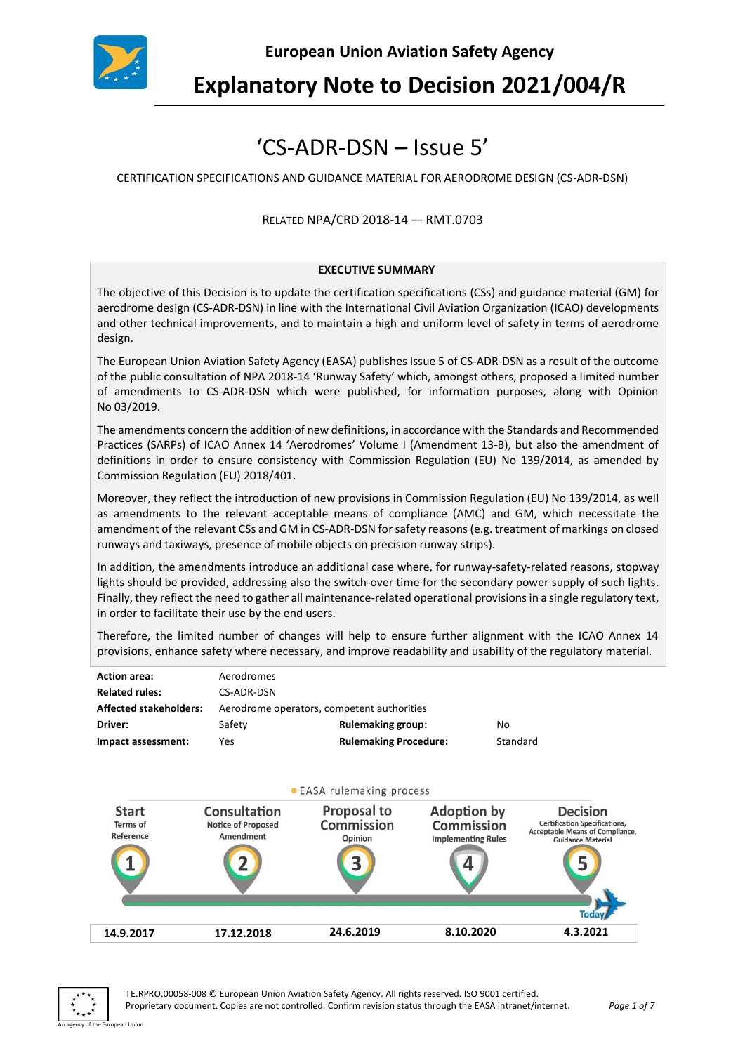**European Union Aviation Safety Agency**

# Explanatory Note to Decision 2021/004/R

## 'CS-ADR-DSN – Issue 5'

CERTIFICATION SPECIFICATIONS AND GUIDANCE MATERIAL FOR AERODROME DESIGN (CS-ADR-DSN)

RELATED NPA/CRD 2018-14 — RMT.0703

**EXECUTIVE SUMMARY**

The objective of this Decision is to update the certification specifications (CSs) and guidance material (GM) for aerodrome design (CS-ADR-DSN) in line with the International Civil Aviation Organization (ICAO) developments and other technical improvements, and to maintain a high and uniform level of safety in terms of aerodrome design.

The European Union Aviation Safety Agency (EASA) publishes Issue 5 of CS-ADR-DSN as a result of the outcome of the public consultation of NPA 2018-14 'Runway Safety' which, amongst others, proposed a limited number of amendments to CS-ADR-DSN which were published, for information purposes, along with Opinion No 03/2019.

The amendments concern the addition of new definitions, in accordance with the Standards and Recommended Practices (SARPs) of ICAO Annex 14 'Aerodromes' Volume I (Amendment 13-B), but also the amendment of definitions in order to ensure consistency with Commission Regulation (EU) No 139/2014, as amended by Commission Regulation (EU) 2018/401.

Moreover, they reflect the introduction of new provisions in Commission Regulation (EU) No 139/2014, as well as amendments to the relevant acceptable means of compliance (AMC) and GM, which necessitate the amendment of the relevant CSs and GM in CS-ADR-DSN for safety reasons (e.g. treatment of markings on closed runways and taxiways, presence of mobile objects on precision runway strips).

In addition, the amendments introduce an additional case where, for runway-safety-related reasons, stopway lights should be provided, addressing also the switch-over time for the secondary power supply of such lights. Finally, they reflect the need to gather all maintenance-related operational provisions in a single regulatory text, in order to facilitate their use by the end users.

Therefore, the limited number of changes will help to ensure further alignment with the ICAO Annex 14 provisions, enhance safety where necessary, and improve readability and usability of the regulatory material.

| | | | |
|---|---|---|---|
| **Action area:** | Aerodromes | | |
| **Related rules:** | CS-ADR-DSN | | |
| **Affected stakeholders:** | Aerodrome operators, competent authorities | | |
| **Driver:** | Safety | **Rulemaking group:** | No |
| **Impact assessment:** | Yes | **Rulemaking Procedure:** | Standard |

EASA rulemaking process

| Start<br>Terms of Reference | Consultation<br>Notice of Proposed Amendment | Proposal to Commission<br>Opinion | Adoption by Commission<br>Implementing Rules | Decision<br>Certification Specifications, Acceptable Means of Compliance, Guidance Material |
|---|---|---|---|---|
| 1 | 2 | 3 | 4 | 5 (Today) |
| 14.9.2017 | 17.12.2018 | 24.6.2019 | 8.10.2020 | 4.3.2021 |

TE.RPRO.00058-008 © European Union Aviation Safety Agency. All rights reserved. ISO 9001 certified.
Proprietary document. Copies are not controlled. Confirm revision status through the EASA intranet/internet.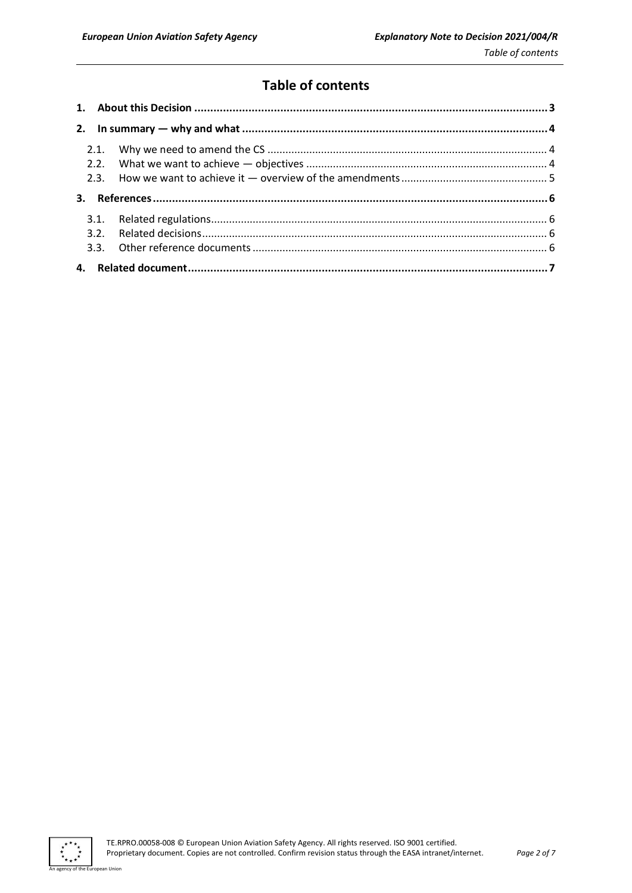# Table of contents

1. About this Decision ..................... 3
2. In summary — why and what ..................... 4
   - 2.1. Why we need to amend the CS ..................... 4
   - 2.2. What we want to achieve — objectives ..................... 4
   - 2.3. How we want to achieve it — overview of the amendments ..................... 5
3. References ..................... 6
   - 3.1. Related regulations ..................... 6
   - 3.2. Related decisions ..................... 6
   - 3.3. Other reference documents ..................... 6
4. Related document ..................... 7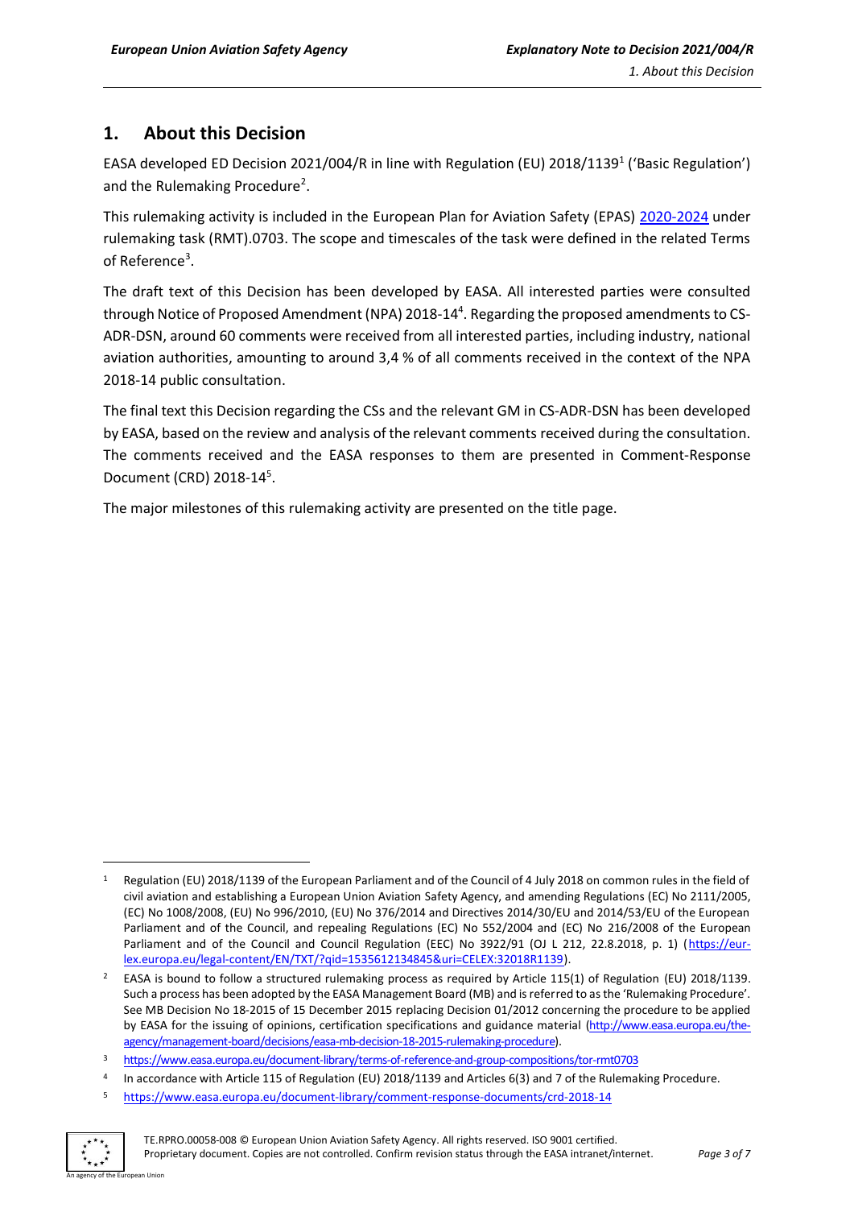## 1. About this Decision

EASA developed ED Decision 2021/004/R in line with Regulation (EU) 2018/1139[1] ('Basic Regulation') and the Rulemaking Procedure[2].

This rulemaking activity is included in the European Plan for Aviation Safety (EPAS) [2020-2024](#) under rulemaking task (RMT).0703. The scope and timescales of the task were defined in the related Terms of Reference[3].

The draft text of this Decision has been developed by EASA. All interested parties were consulted through Notice of Proposed Amendment (NPA) 2018-14[4]. Regarding the proposed amendments to CS-ADR-DSN, around 60 comments were received from all interested parties, including industry, national aviation authorities, amounting to around 3,4 % of all comments received in the context of the NPA 2018-14 public consultation.

The final text this Decision regarding the CSs and the relevant GM in CS-ADR-DSN has been developed by EASA, based on the review and analysis of the relevant comments received during the consultation. The comments received and the EASA responses to them are presented in Comment-Response Document (CRD) 2018-14[5].

The major milestones of this rulemaking activity are presented on the title page.

---

[1] Regulation (EU) 2018/1139 of the European Parliament and of the Council of 4 July 2018 on common rules in the field of civil aviation and establishing a European Union Aviation Safety Agency, and amending Regulations (EC) No 2111/2005, (EC) No 1008/2008, (EU) No 996/2010, (EU) No 376/2014 and Directives 2014/30/EU and 2014/53/EU of the European Parliament and of the Council, and repealing Regulations (EC) No 552/2004 and (EC) No 216/2008 of the European Parliament and of the Council and Council Regulation (EEC) No 3922/91 (OJ L 212, 22.8.2018, p. 1) (https://eur-lex.europa.eu/legal-content/EN/TXT/?qid=1535612134845&uri=CELEX:32018R1139).

[2] EASA is bound to follow a structured rulemaking process as required by Article 115(1) of Regulation (EU) 2018/1139. Such a process has been adopted by the EASA Management Board (MB) and is referred to as the 'Rulemaking Procedure'. See MB Decision No 18-2015 of 15 December 2015 replacing Decision 01/2012 concerning the procedure to be applied by EASA for the issuing of opinions, certification specifications and guidance material (http://www.easa.europa.eu/the-agency/management-board/decisions/easa-mb-decision-18-2015-rulemaking-procedure).

[3] https://www.easa.europa.eu/document-library/terms-of-reference-and-group-compositions/tor-rmt0703

[4] In accordance with Article 115 of Regulation (EU) 2018/1139 and Articles 6(3) and 7 of the Rulemaking Procedure.

[5] https://www.easa.europa.eu/document-library/comment-response-documents/crd-2018-14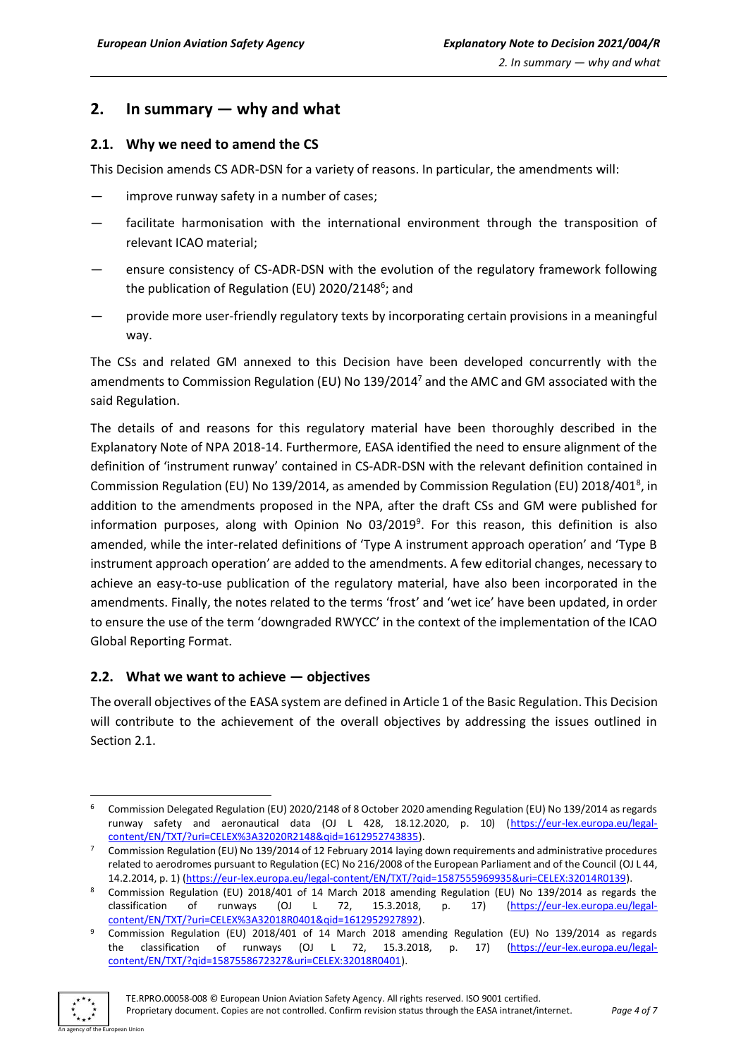## 2. In summary — why and what

### 2.1. Why we need to amend the CS

This Decision amends CS ADR-DSN for a variety of reasons. In particular, the amendments will:

- improve runway safety in a number of cases;
- facilitate harmonisation with the international environment through the transposition of relevant ICAO material;
- ensure consistency of CS-ADR-DSN with the evolution of the regulatory framework following the publication of Regulation (EU) 2020/2148[6]; and
- provide more user-friendly regulatory texts by incorporating certain provisions in a meaningful way.

The CSs and related GM annexed to this Decision have been developed concurrently with the amendments to Commission Regulation (EU) No 139/2014[7] and the AMC and GM associated with the said Regulation.

The details of and reasons for this regulatory material have been thoroughly described in the Explanatory Note of NPA 2018-14. Furthermore, EASA identified the need to ensure alignment of the definition of 'instrument runway' contained in CS-ADR-DSN with the relevant definition contained in Commission Regulation (EU) No 139/2014, as amended by Commission Regulation (EU) 2018/401[8], in addition to the amendments proposed in the NPA, after the draft CSs and GM were published for information purposes, along with Opinion No 03/2019[9]. For this reason, this definition is also amended, while the inter-related definitions of 'Type A instrument approach operation' and 'Type B instrument approach operation' are added to the amendments. A few editorial changes, necessary to achieve an easy-to-use publication of the regulatory material, have also been incorporated in the amendments. Finally, the notes related to the terms 'frost' and 'wet ice' have been updated, in order to ensure the use of the term 'downgraded RWYCC' in the context of the implementation of the ICAO Global Reporting Format.

### 2.2. What we want to achieve — objectives

The overall objectives of the EASA system are defined in Article 1 of the Basic Regulation. This Decision will contribute to the achievement of the overall objectives by addressing the issues outlined in Section 2.1.

---

[6] Commission Delegated Regulation (EU) 2020/2148 of 8 October 2020 amending Regulation (EU) No 139/2014 as regards runway safety and aeronautical data (OJ L 428, 18.12.2020, p. 10) (https://eur-lex.europa.eu/legal-content/EN/TXT/?uri=CELEX%3A32020R2148&qid=1612952743835).

[7] Commission Regulation (EU) No 139/2014 of 12 February 2014 laying down requirements and administrative procedures related to aerodromes pursuant to Regulation (EC) No 216/2008 of the European Parliament and of the Council (OJ L 44, 14.2.2014, p. 1) (https://eur-lex.europa.eu/legal-content/EN/TXT/?qid=1587555969935&uri=CELEX:32014R0139).

[8] Commission Regulation (EU) 2018/401 of 14 March 2018 amending Regulation (EU) No 139/2014 as regards the classification of runways (OJ L 72, 15.3.2018, p. 17) (https://eur-lex.europa.eu/legal-content/EN/TXT/?uri=CELEX%3A32018R0401&qid=1612952927892).

[9] Commission Regulation (EU) 2018/401 of 14 March 2018 amending Regulation (EU) No 139/2014 as regards the classification of runways (OJ L 72, 15.3.2018, p. 17) (https://eur-lex.europa.eu/legal-content/EN/TXT/?qid=1587558672327&uri=CELEX:32018R0401).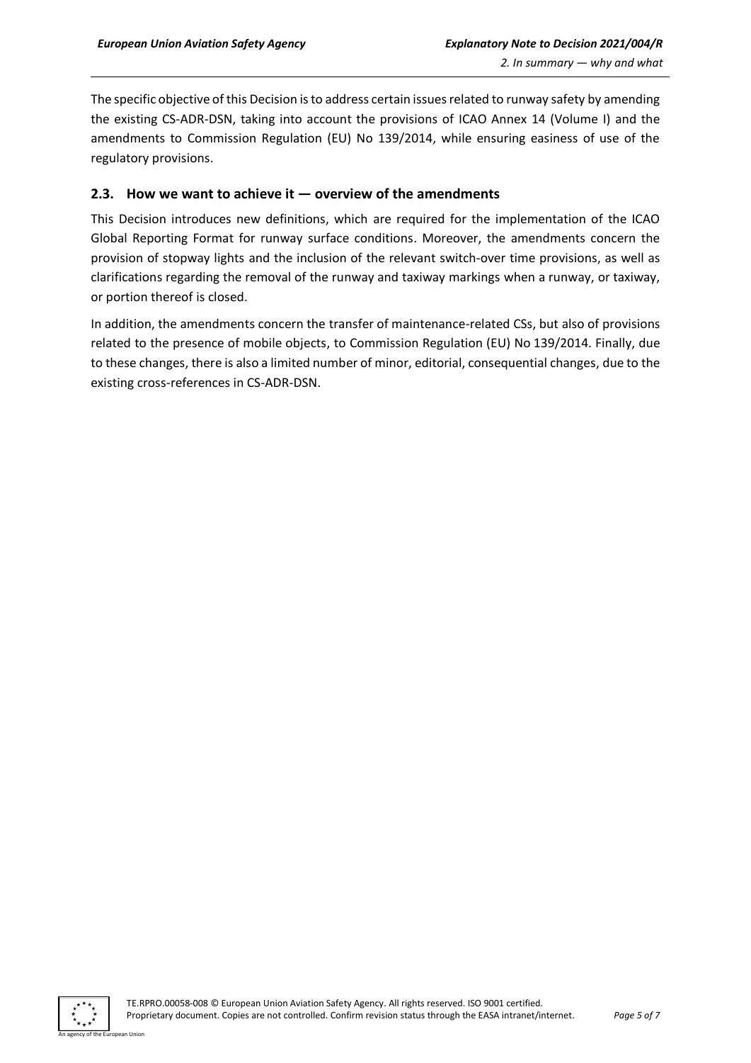The specific objective of this Decision is to address certain issues related to runway safety by amending the existing CS-ADR-DSN, taking into account the provisions of ICAO Annex 14 (Volume I) and the amendments to Commission Regulation (EU) No 139/2014, while ensuring easiness of use of the regulatory provisions.

## 2.3. How we want to achieve it — overview of the amendments

This Decision introduces new definitions, which are required for the implementation of the ICAO Global Reporting Format for runway surface conditions. Moreover, the amendments concern the provision of stopway lights and the inclusion of the relevant switch-over time provisions, as well as clarifications regarding the removal of the runway and taxiway markings when a runway, or taxiway, or portion thereof is closed.

In addition, the amendments concern the transfer of maintenance-related CSs, but also of provisions related to the presence of mobile objects, to Commission Regulation (EU) No 139/2014. Finally, due to these changes, there is also a limited number of minor, editorial, consequential changes, due to the existing cross-references in CS-ADR-DSN.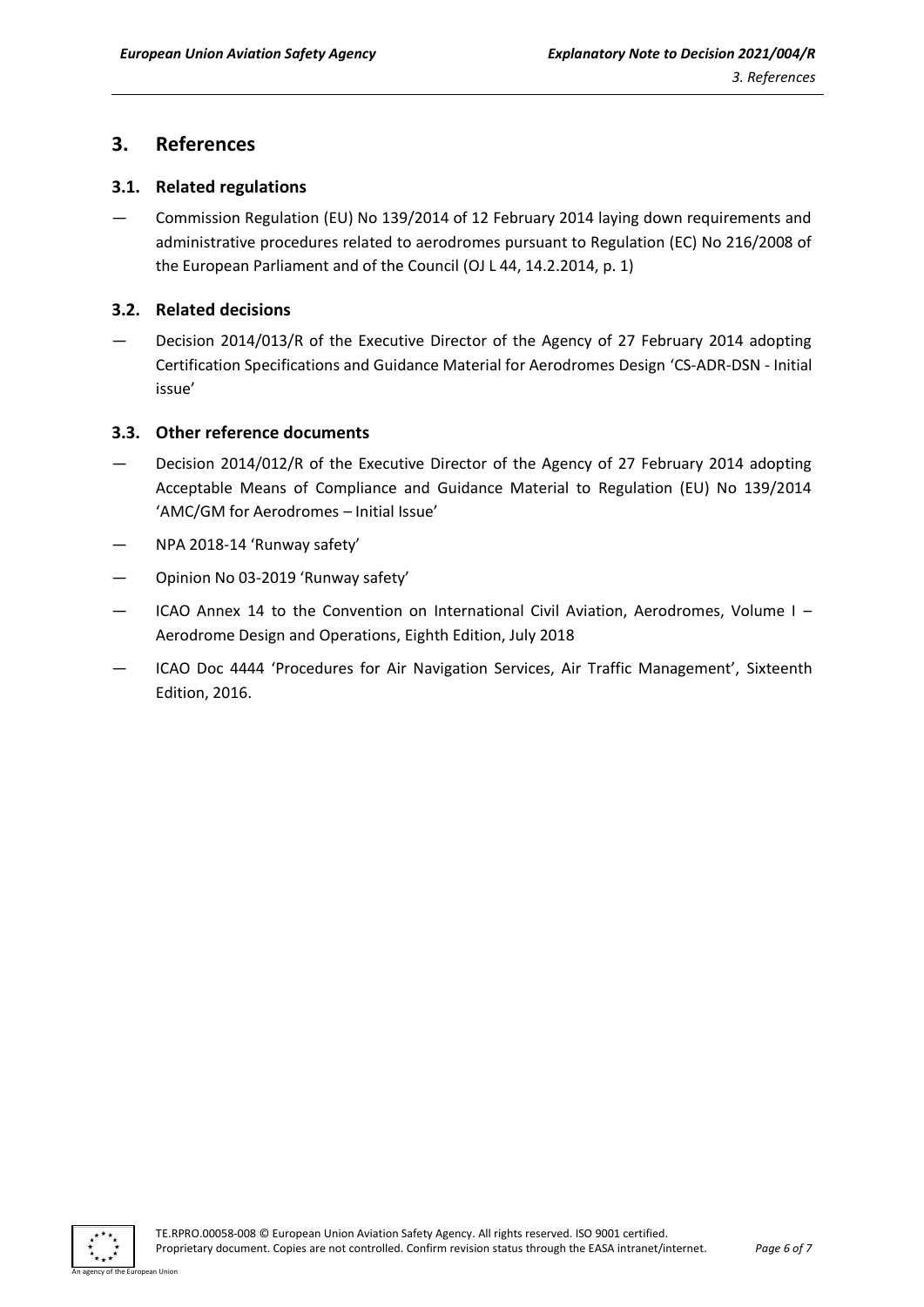## 3. References

### 3.1. Related regulations

— Commission Regulation (EU) No 139/2014 of 12 February 2014 laying down requirements and administrative procedures related to aerodromes pursuant to Regulation (EC) No 216/2008 of the European Parliament and of the Council (OJ L 44, 14.2.2014, p. 1)

### 3.2. Related decisions

— Decision 2014/013/R of the Executive Director of the Agency of 27 February 2014 adopting Certification Specifications and Guidance Material for Aerodromes Design 'CS-ADR-DSN - Initial issue'

### 3.3. Other reference documents

— Decision 2014/012/R of the Executive Director of the Agency of 27 February 2014 adopting Acceptable Means of Compliance and Guidance Material to Regulation (EU) No 139/2014 'AMC/GM for Aerodromes – Initial Issue'

— NPA 2018-14 'Runway safety'

— Opinion No 03-2019 'Runway safety'

— ICAO Annex 14 to the Convention on International Civil Aviation, Aerodromes, Volume I – Aerodrome Design and Operations, Eighth Edition, July 2018

— ICAO Doc 4444 'Procedures for Air Navigation Services, Air Traffic Management', Sixteenth Edition, 2016.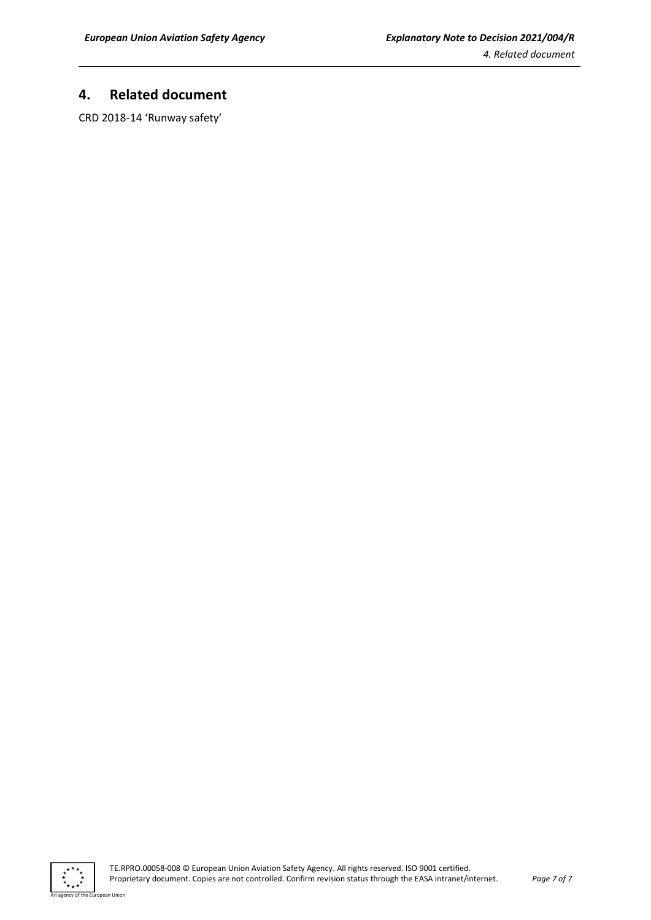## 4. Related document

CRD 2018-14 'Runway safety'